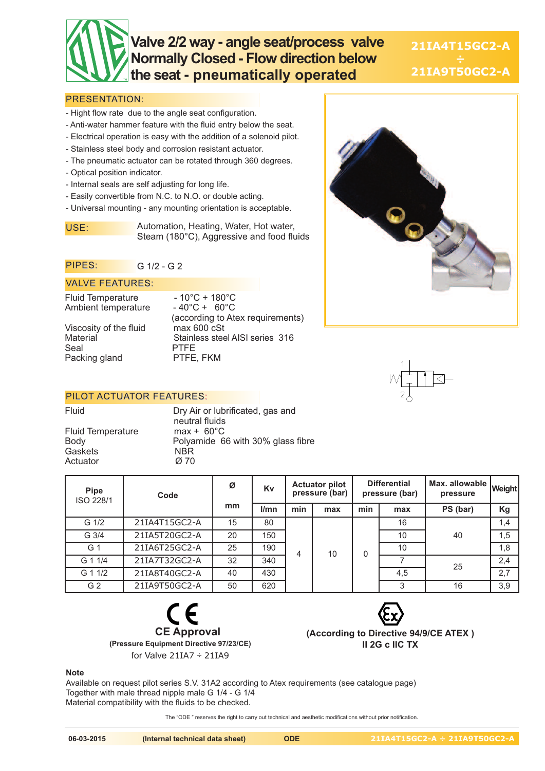# Valve 2/2 way - angle seat/process valve Normally Closed - Flow direction below the seat - pneumatically operated

**21IA4T15GC2-A ÷ 21IA9T50GC2-A**

## PRESENTATION:

- Hight flow rate due to the angle seat configuration.
- Anti-water hammer feature with the fluid entry below the seat.
- Electrical operation is easy with the addition of a solenoid pilot.
- Stainless steel body and corrosion resistant actuator.
- The pneumatic actuator can be rotated through 360 degrees.
- Optical position indicator.
- Internal seals are self adjusting for long life.
- Easily convertible from N.C. to N.O. or double acting.
- Universal mounting - any mounting orientation is acceptable.

**USE:** Automation, Heating, Water, Hot water, Steam (180°C), Aggressive and food fluids

**PIPES:** G 1/2 - G 2

## VALVE FEATURES:

| | |
|---|---|
| Fluid Temperature | - 10°C + 180°C |
| Ambient temperature | - 40°C + 60°C (according to Atex requirements) |
| Viscosity of the fluid | max 600 cSt |
| Material | Stainless steel AISI series 316 |
| Seal | PTFE |
| Packing gland | PTFE, FKM |

## PILOT ACTUATOR FEATURES:

| | |
|---|---|
| Fluid | Dry Air or lubrificated, gas and neutral fluids |
| Fluid Temperature | max + 60°C |
| Body | Polyamide 66 with 30% glass fibre |
| Gaskets | NBR |
| Actuator | Ø 70 |

| Pipe ISO 228/1 | Code | Ø | Kv | Actuator pilot pressure (bar) | | Differential pressure (bar) | | Max. allowable pressure | Weight |
|---|---|---|---|---|---|---|---|---|---|
| | | mm | l/mn | min | max | min | max | PS (bar) | Kg |
| G 1/2 | 21IA4T15GC2-A | 15 | 80 | 4 | 10 | 0 | 16 | 40 | 1,4 |
| G 3/4 | 21IA5T20GC2-A | 20 | 150 | 4 | 10 | 0 | 10 | 40 | 1,5 |
| G 1 | 21IA6T25GC2-A | 25 | 190 | 4 | 10 | 0 | 10 | 40 | 1,8 |
| G 1 1/4 | 21IA7T32GC2-A | 32 | 340 | 4 | 10 | 0 | 7 | 25 | 2,4 |
| G 1 1/2 | 21IA8T40GC2-A | 40 | 430 | 4 | 10 | 0 | 4,5 | 25 | 2,7 |
| G 2 | 21IA9T50GC2-A | 50 | 620 | 4 | 10 | 0 | 3 | 16 | 3,9 |

**CE Approval**
**(Pressure Equipment Directive 97/23/CE)**
for Valve 21IA7 ÷ 21IA9

**(According to Directive 94/9/CE ATEX )**
**II 2G c IIC TX**

**Note**

Available on request pilot series S.V. 31A2 according to Atex requirements (see catalogue page)
Together with male thread nipple male G 1/4 - G 1/4
Material compatibility with the fluids to be checked.

The "ODE " reserves the right to carry out technical and aesthetic modifications without prior notification.

06-03-2015 | (Internal technical data sheet) | ODE | 21IA4T15GC2-A ÷ 21IA9T50GC2-A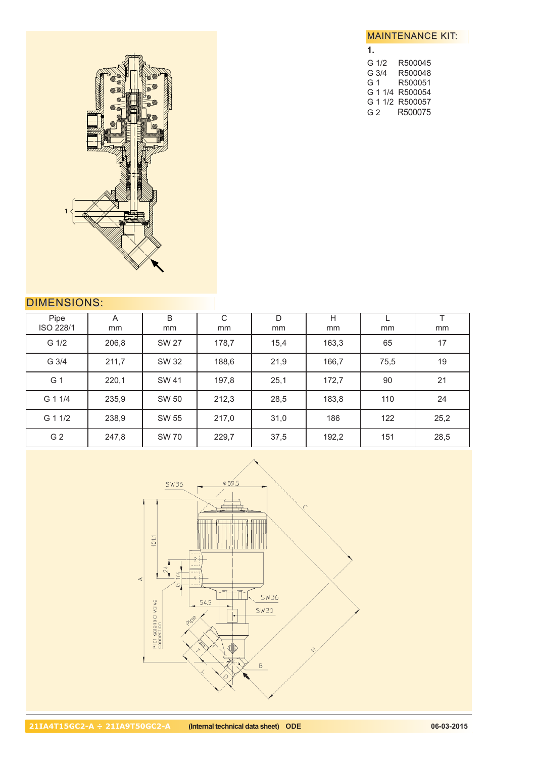## MAINTENANCE KIT:

**1.**

G 1/2 R500045
G 3/4 R500048
G 1 R500051
G 1 1/4 R500054
G 1 1/2 R500057
G 2 R500075

1

## DIMENSIONS:

| Pipe ISO 228/1 | A mm | B mm | C mm | D mm | H mm | L mm | T mm |
|---|---|---|---|---|---|---|---|
| G 1/2 | 206,8 | SW 27 | 178,7 | 15,4 | 163,3 | 65 | 17 |
| G 3/4 | 211,7 | SW 32 | 188,6 | 21,9 | 166,7 | 75,5 | 19 |
| G 1 | 220,1 | SW 41 | 197,8 | 25,1 | 172,7 | 90 | 21 |
| G 1 1/4 | 235,9 | SW 50 | 212,3 | 28,5 | 183,8 | 110 | 24 |
| G 1 1/2 | 238,9 | SW 55 | 217,0 | 31,0 | 186 | 122 | 25,2 |
| G 2 | 247,8 | SW 70 | 229,7 | 37,5 | 192,2 | 151 | 28,5 |

SW36
ϕ89,5
C
101,1
A
24
G 1/4
2
1
54,5
SW36
SW30
Pipe
Pilot solenoid valve connection
T
L
D
B
H

21IA4T15GC2-A ÷ 21IA9T50GC2-A **(Internal technical data sheet) ODE** **06-03-2015**